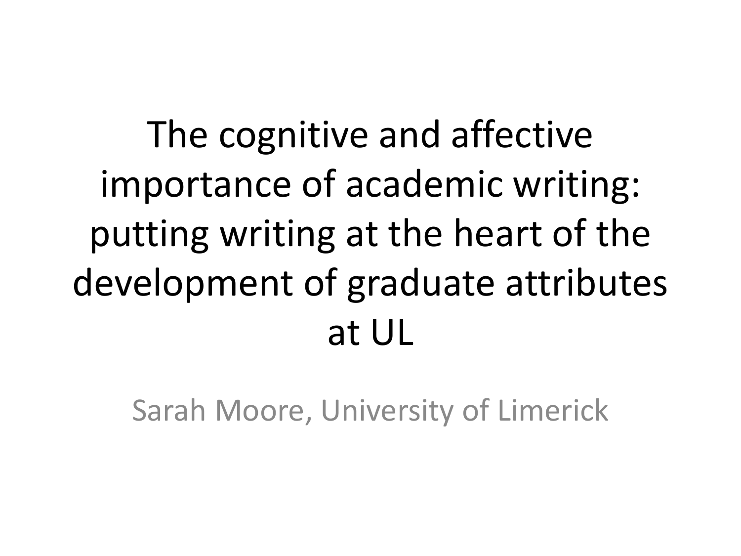# The cognitive and affective importance of academic writing: putting writing at the heart of the development of graduate attributes at UL

Sarah Moore, University of Limerick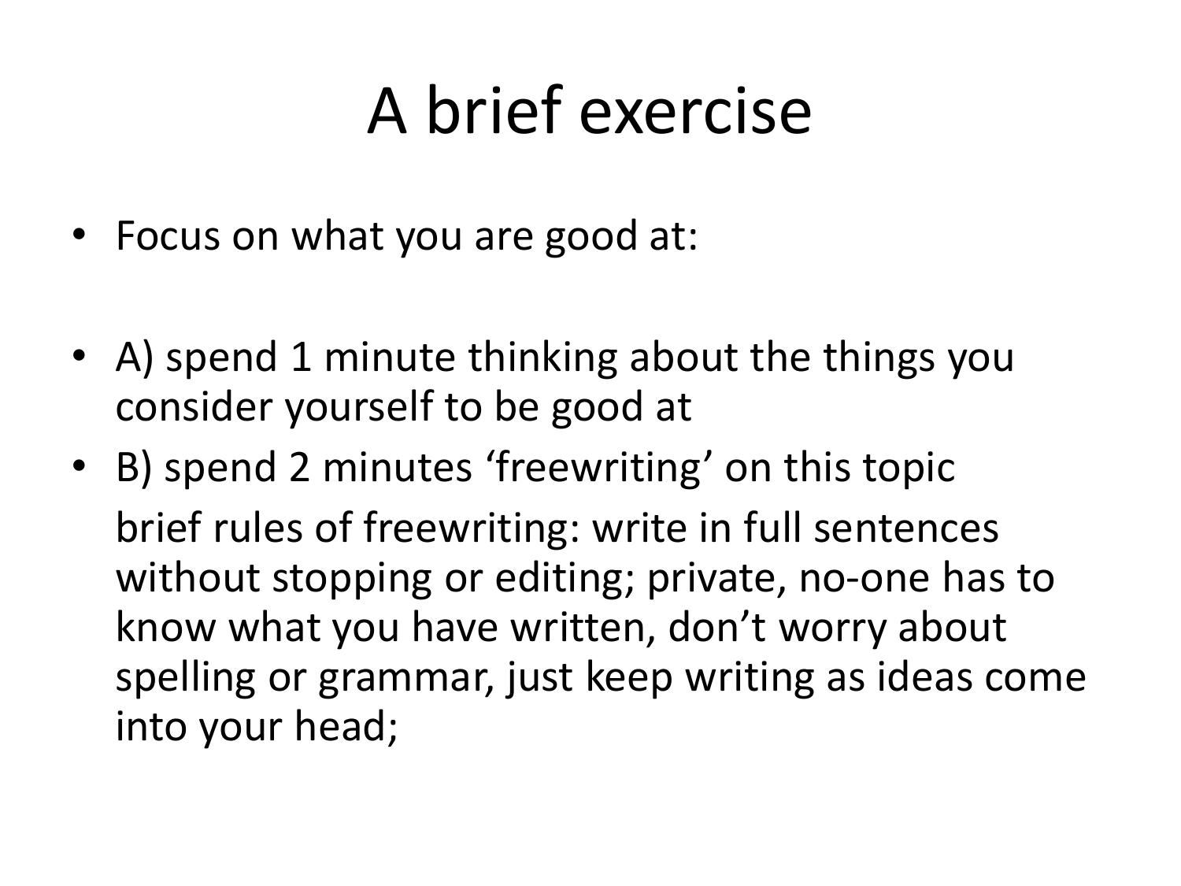# A brief exercise

- Focus on what you are good at:

- A) spend 1 minute thinking about the things you consider yourself to be good at
- B) spend 2 minutes 'freewriting' on this topic

  brief rules of freewriting: write in full sentences without stopping or editing; private, no-one has to know what you have written, don't worry about spelling or grammar, just keep writing as ideas come into your head;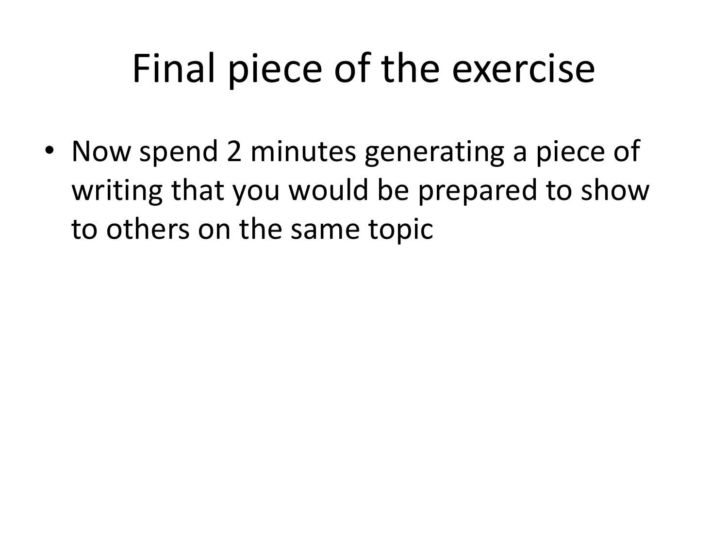# Final piece of the exercise

- Now spend 2 minutes generating a piece of writing that you would be prepared to show to others on the same topic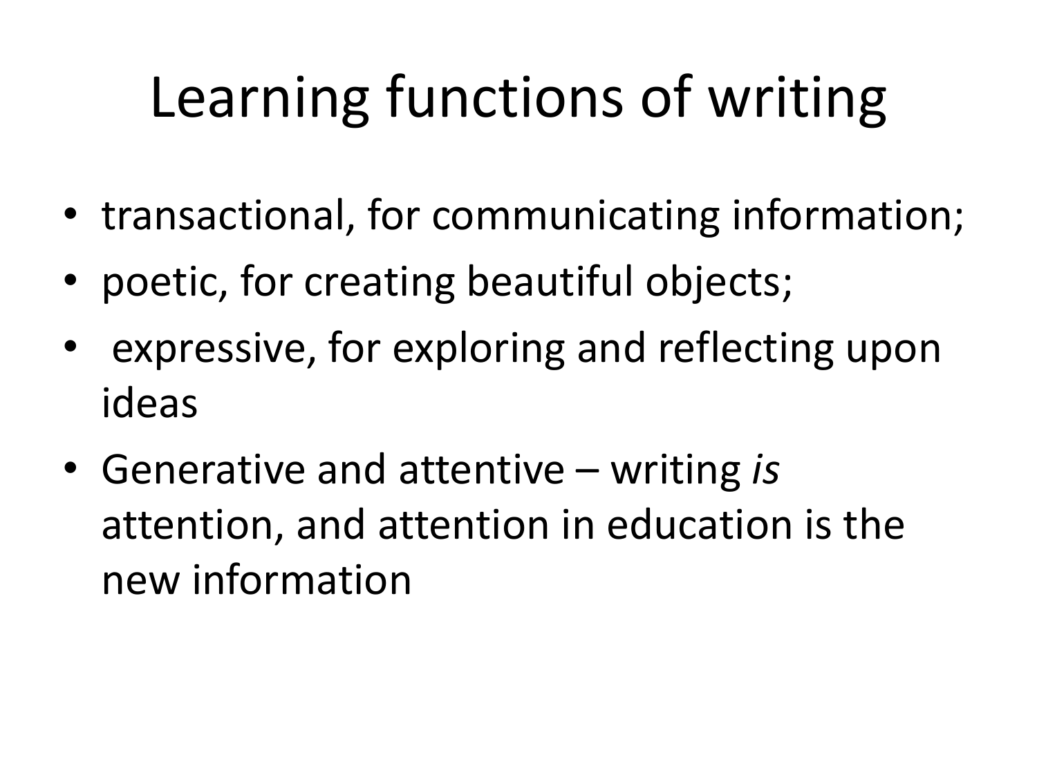# Learning functions of writing

- transactional, for communicating information;
- poetic, for creating beautiful objects;
- expressive, for exploring and reflecting upon ideas
- Generative and attentive – writing *is* attention, and attention in education is the new information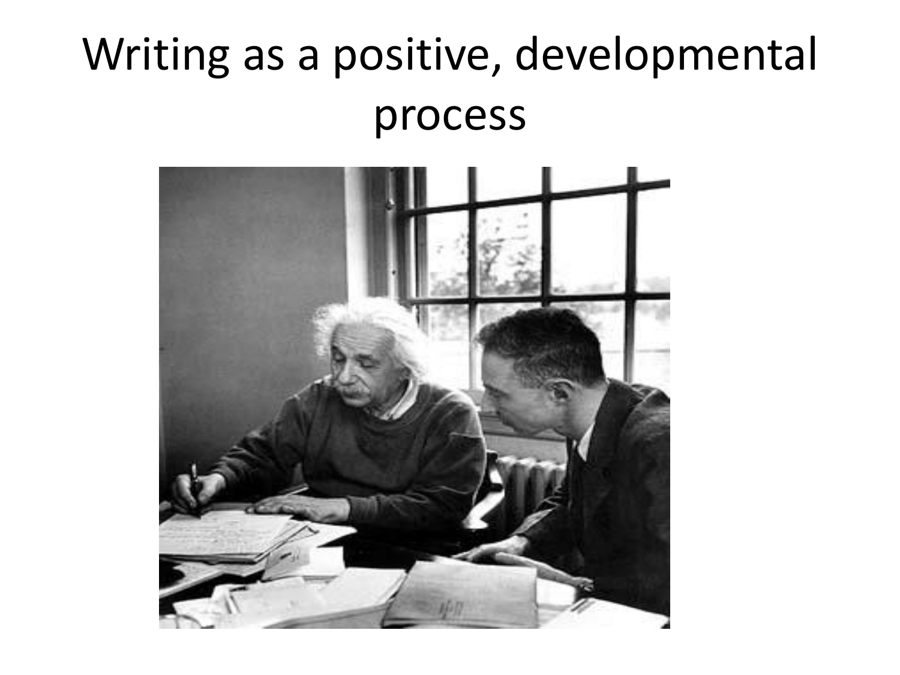# Writing as a positive, developmental process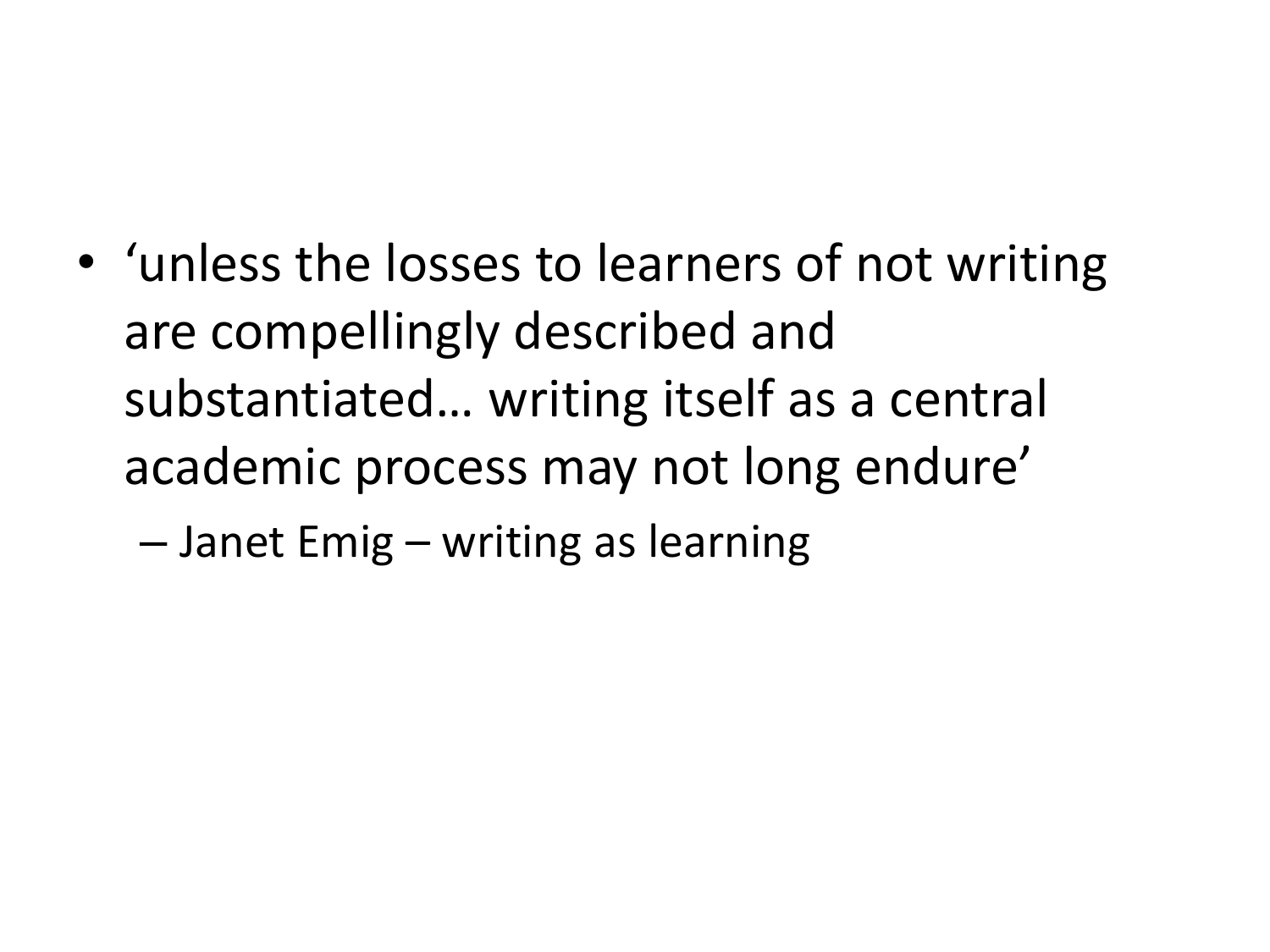- ‘unless the losses to learners of not writing are compellingly described and substantiated… writing itself as a central academic process may not long endure’
  - Janet Emig – writing as learning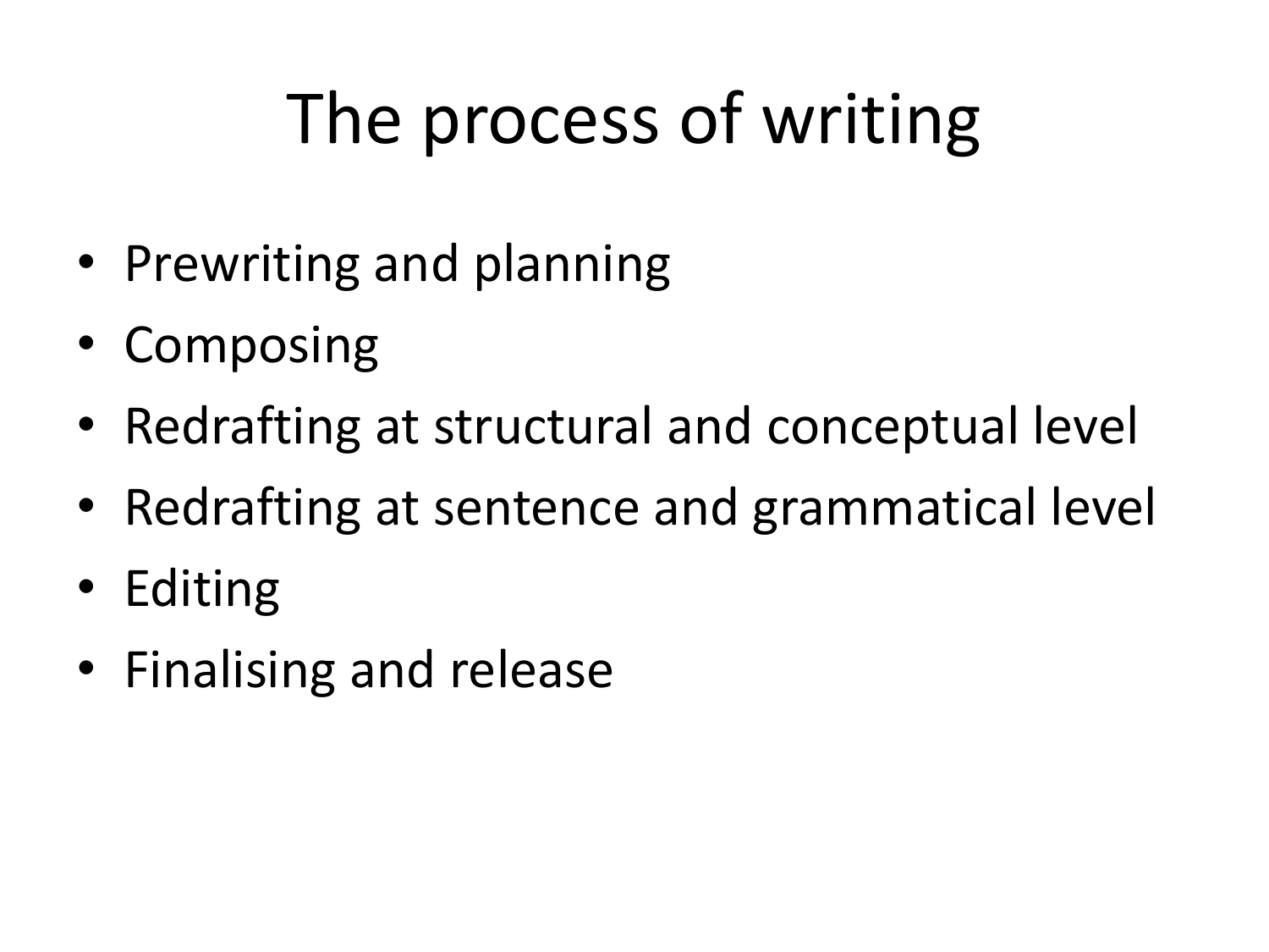# The process of writing

- Prewriting and planning
- Composing
- Redrafting at structural and conceptual level
- Redrafting at sentence and grammatical level
- Editing
- Finalising and release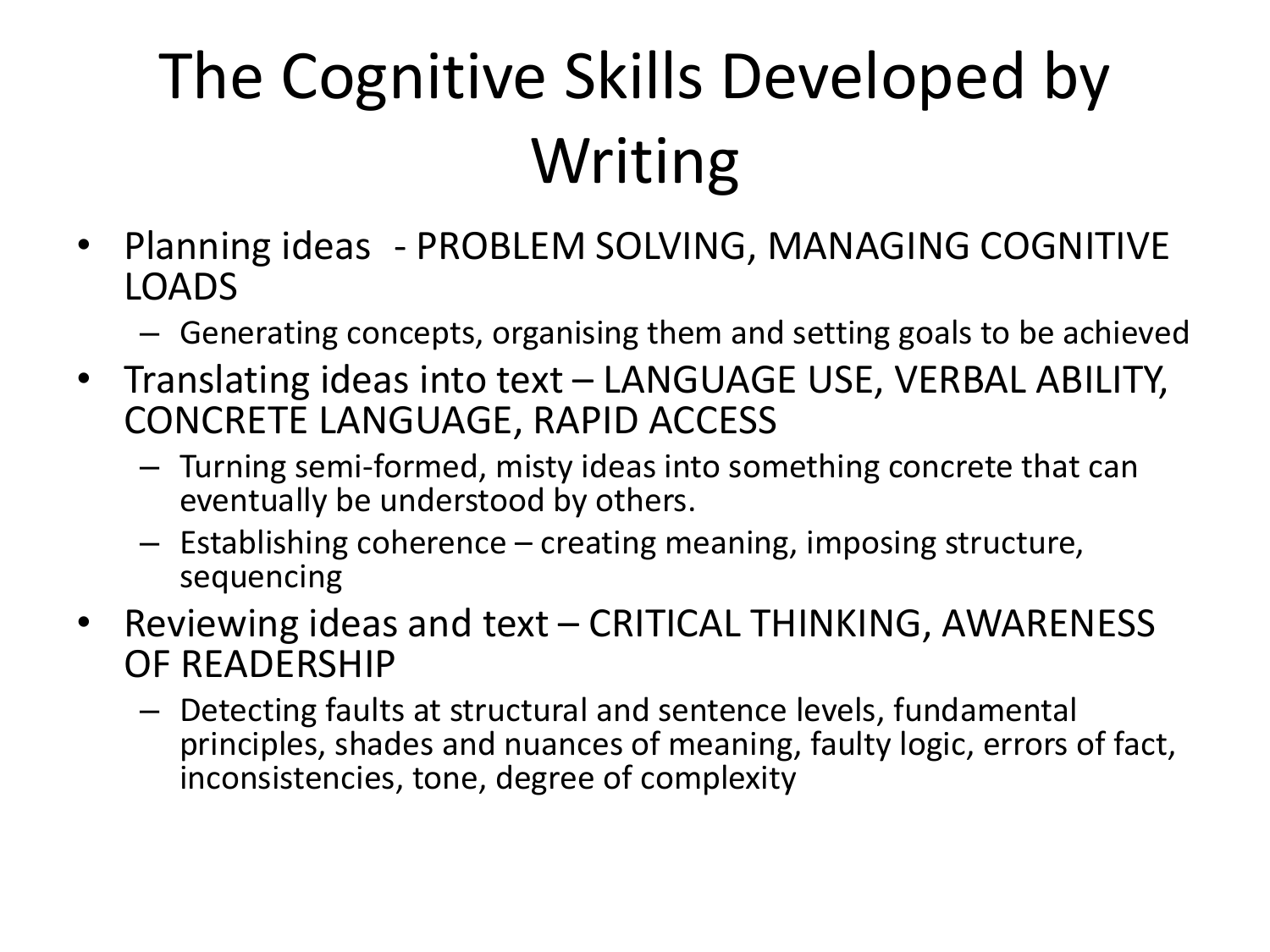# The Cognitive Skills Developed by Writing

- Planning ideas - PROBLEM SOLVING, MANAGING COGNITIVE LOADS
  - Generating concepts, organising them and setting goals to be achieved
- Translating ideas into text – LANGUAGE USE, VERBAL ABILITY, CONCRETE LANGUAGE, RAPID ACCESS
  - Turning semi-formed, misty ideas into something concrete that can eventually be understood by others.
  - Establishing coherence – creating meaning, imposing structure, sequencing
- Reviewing ideas and text – CRITICAL THINKING, AWARENESS OF READERSHIP
  - Detecting faults at structural and sentence levels, fundamental principles, shades and nuances of meaning, faulty logic, errors of fact, inconsistencies, tone, degree of complexity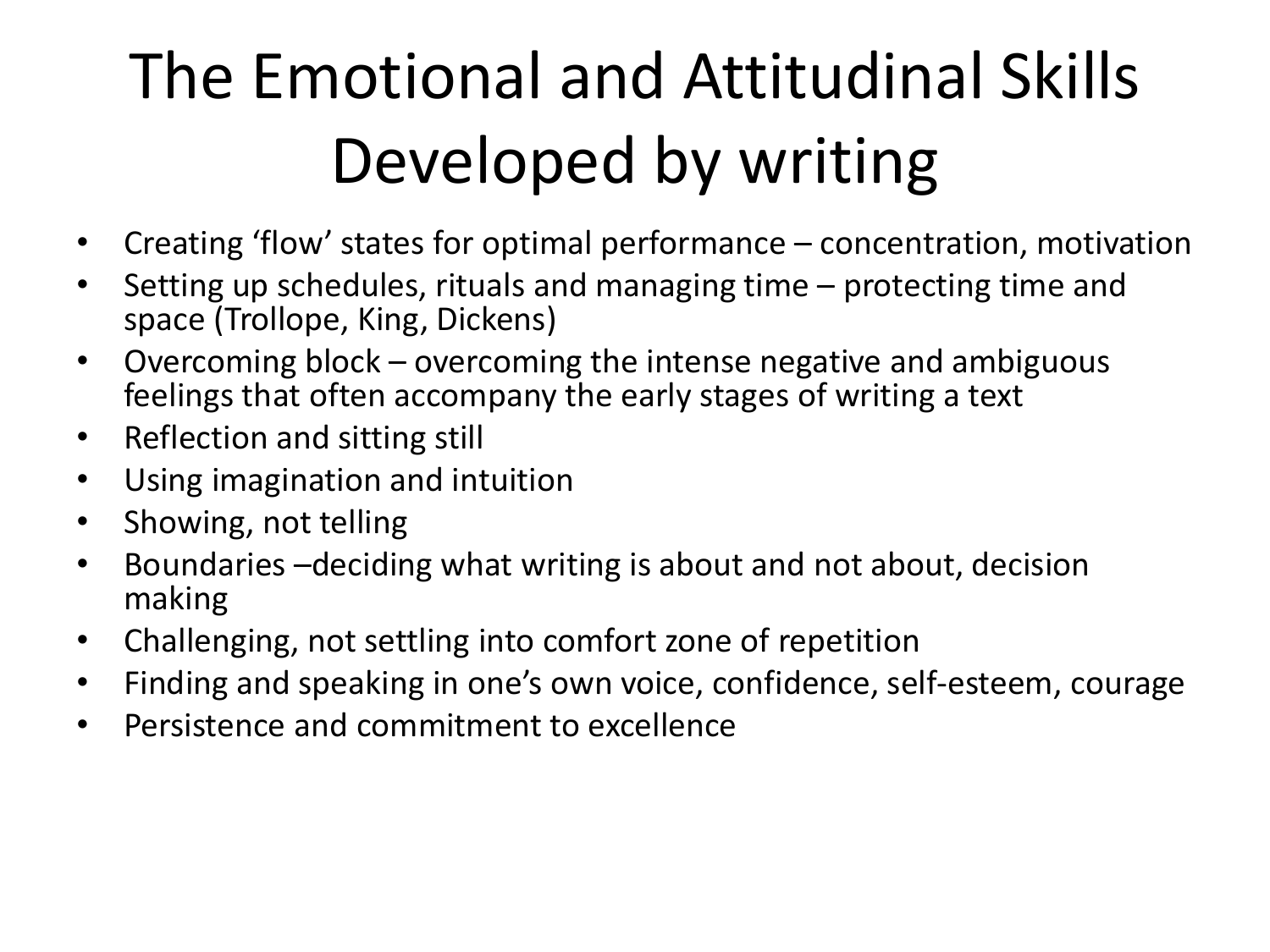# The Emotional and Attitudinal Skills Developed by writing

- Creating 'flow' states for optimal performance – concentration, motivation
- Setting up schedules, rituals and managing time – protecting time and space (Trollope, King, Dickens)
- Overcoming block – overcoming the intense negative and ambiguous feelings that often accompany the early stages of writing a text
- Reflection and sitting still
- Using imagination and intuition
- Showing, not telling
- Boundaries –deciding what writing is about and not about, decision making
- Challenging, not settling into comfort zone of repetition
- Finding and speaking in one's own voice, confidence, self-esteem, courage
- Persistence and commitment to excellence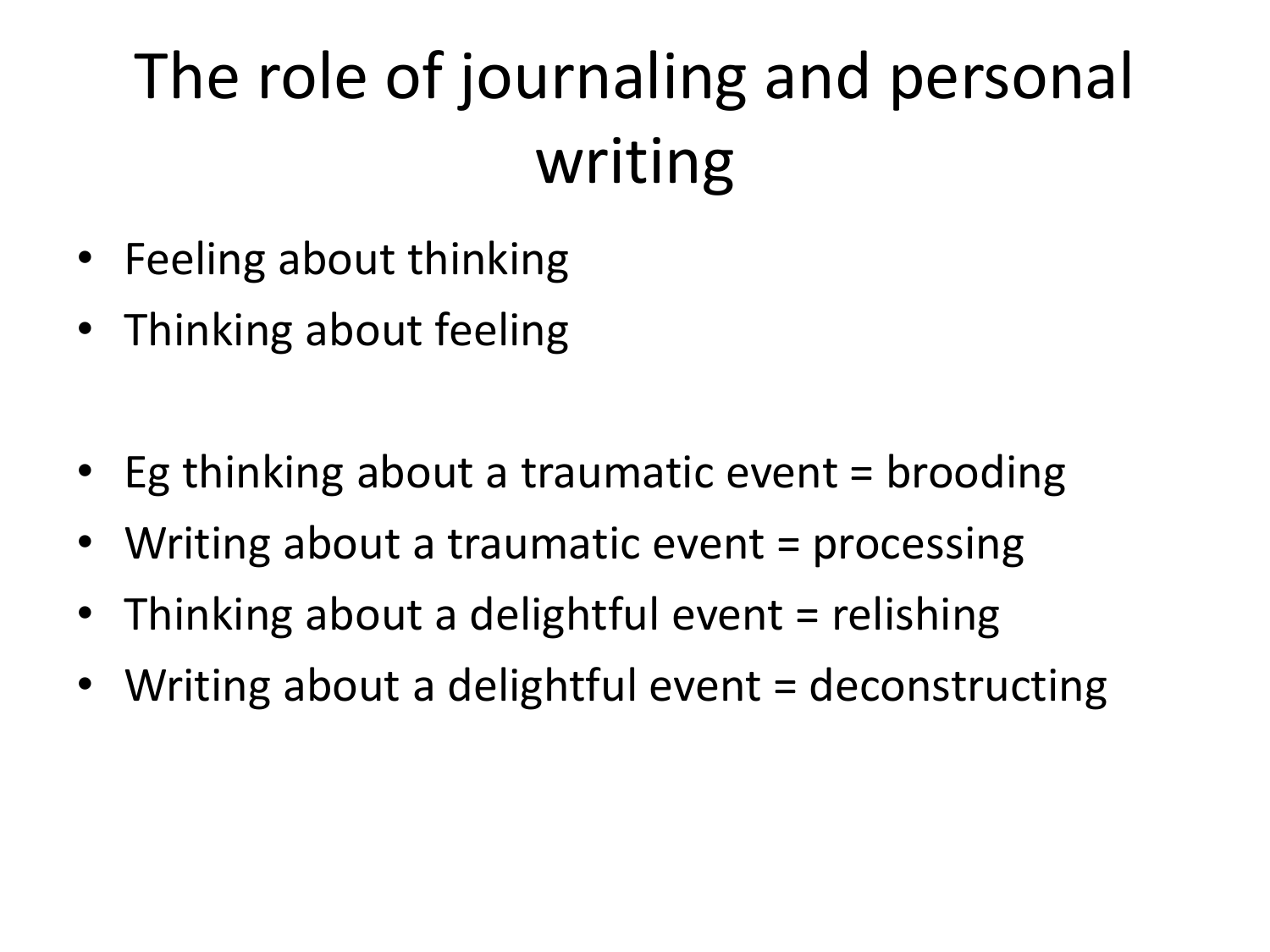# The role of journaling and personal writing

- Feeling about thinking
- Thinking about feeling

- Eg thinking about a traumatic event = brooding
- Writing about a traumatic event = processing
- Thinking about a delightful event = relishing
- Writing about a delightful event = deconstructing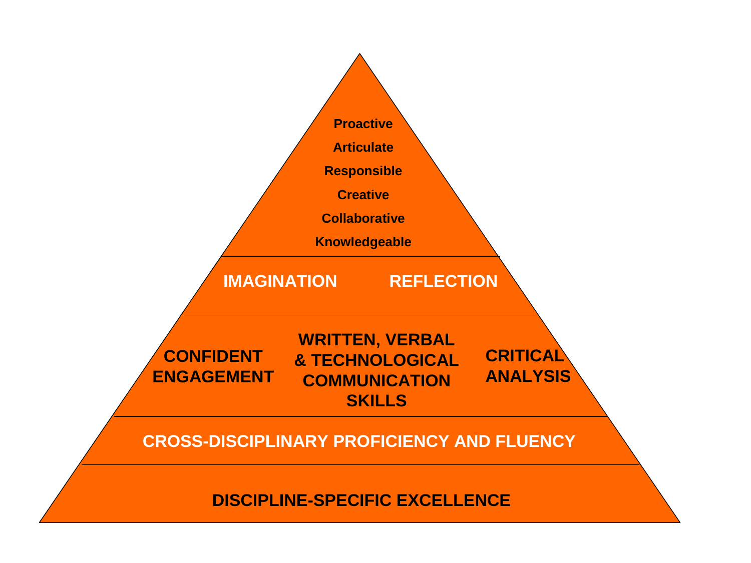Proactive

Articulate

Responsible

Creative

Collaborative

Knowledgeable

IMAGINATION REFLECTION

CONFIDENT ENGAGEMENT

WRITTEN, VERBAL & TECHNOLOGICAL COMMUNICATION SKILLS

CRITICAL ANALYSIS

CROSS-DISCIPLINARY PROFICIENCY AND FLUENCY

DISCIPLINE-SPECIFIC EXCELLENCE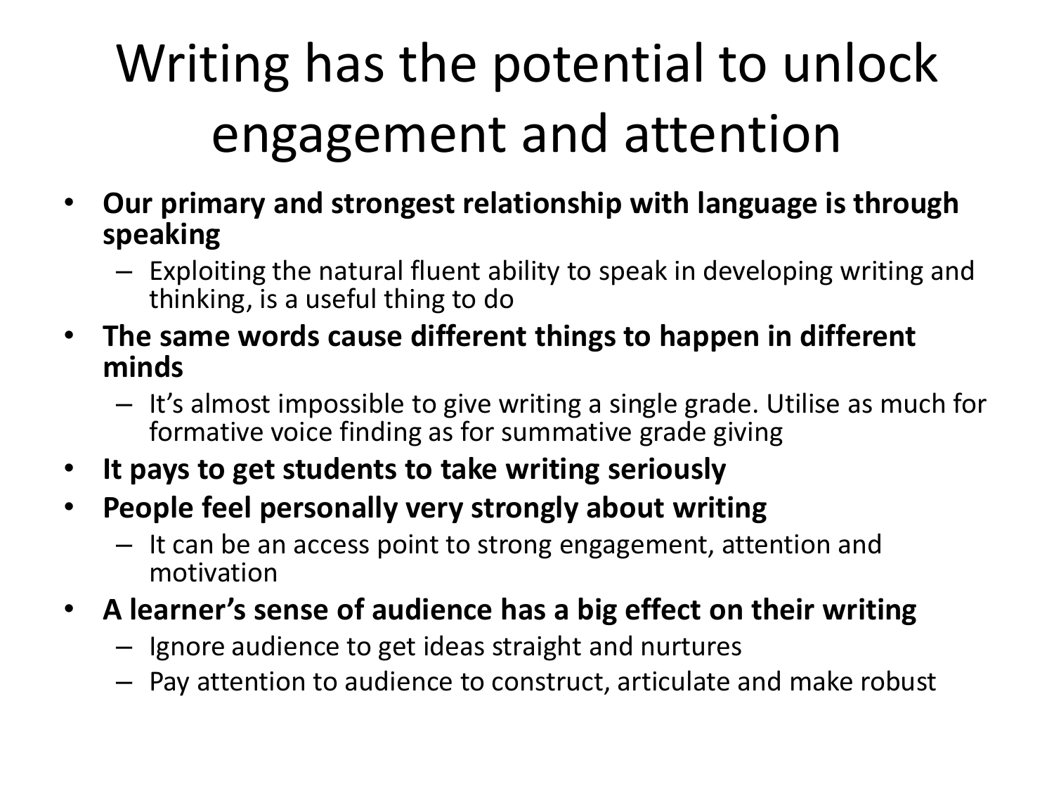# Writing has the potential to unlock engagement and attention

- **Our primary and strongest relationship with language is through speaking**
  - Exploiting the natural fluent ability to speak in developing writing and thinking, is a useful thing to do
- **The same words cause different things to happen in different minds**
  - It's almost impossible to give writing a single grade. Utilise as much for formative voice finding as for summative grade giving
- **It pays to get students to take writing seriously**
- **People feel personally very strongly about writing**
  - It can be an access point to strong engagement, attention and motivation
- **A learner's sense of audience has a big effect on their writing**
  - Ignore audience to get ideas straight and nurtures
  - Pay attention to audience to construct, articulate and make robust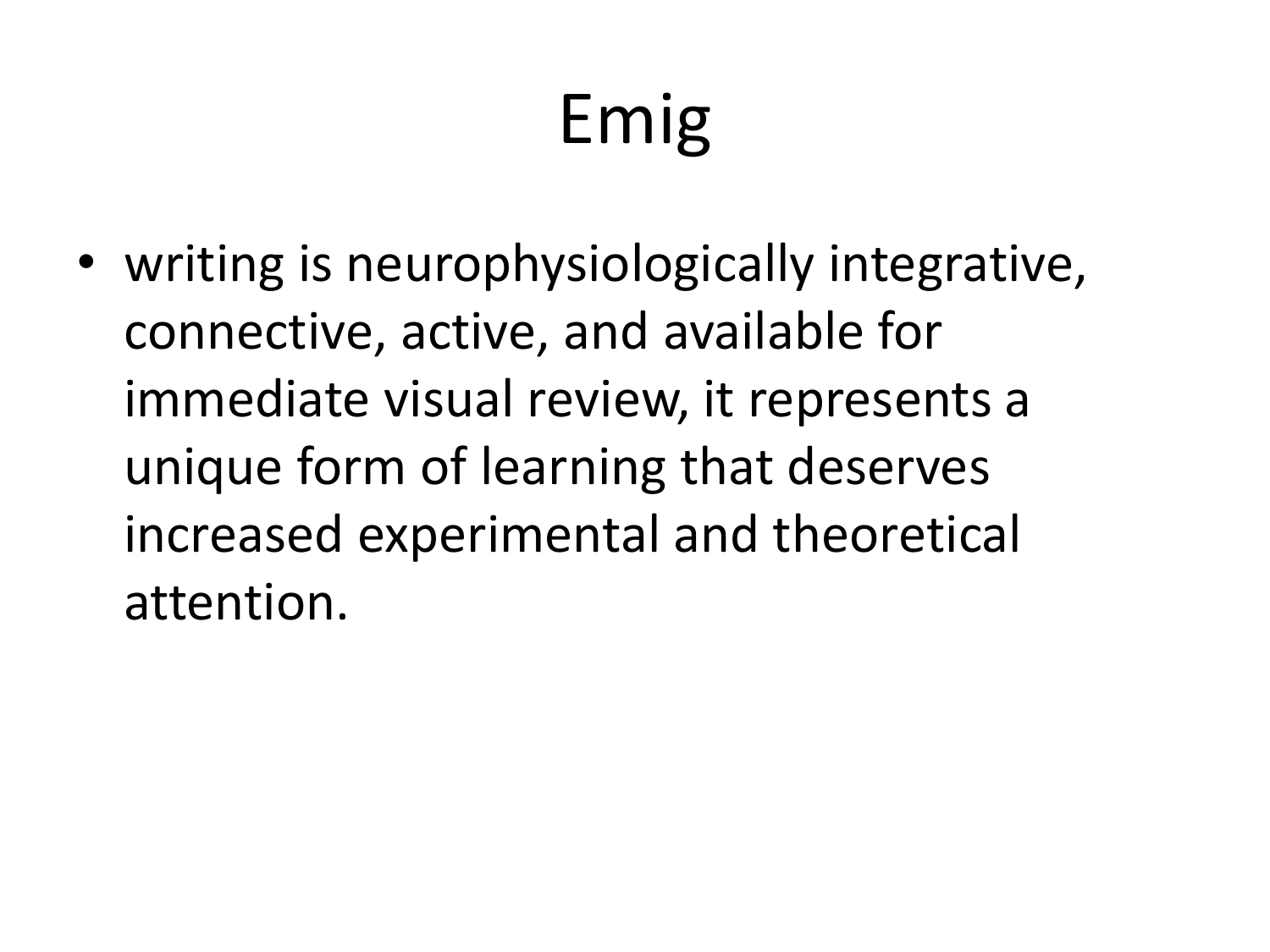# Emig

- writing is neurophysiologically integrative, connective, active, and available for immediate visual review, it represents a unique form of learning that deserves increased experimental and theoretical attention.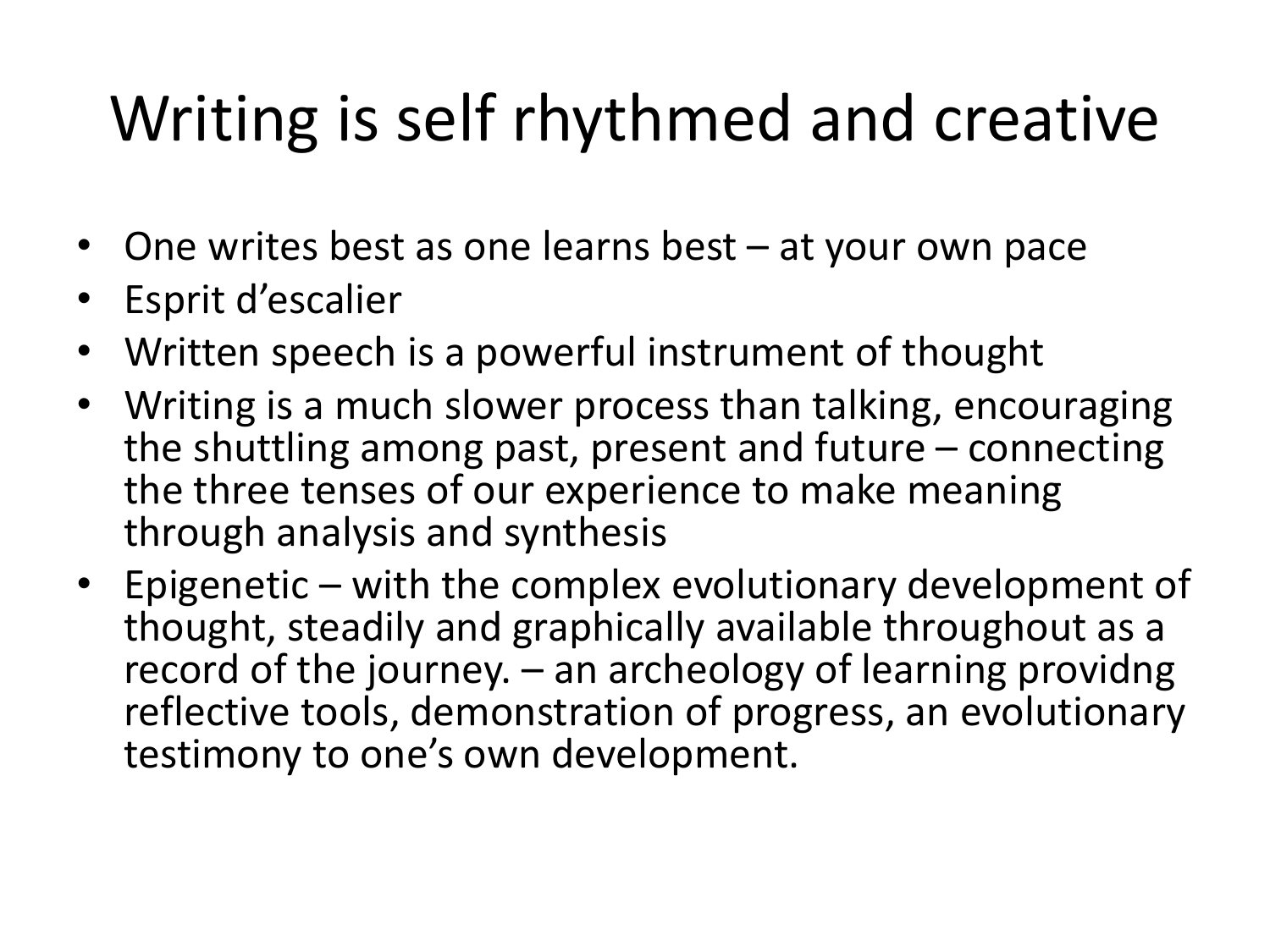# Writing is self rhythmed and creative

- One writes best as one learns best – at your own pace
- Esprit d'escalier
- Written speech is a powerful instrument of thought
- Writing is a much slower process than talking, encouraging the shuttling among past, present and future – connecting the three tenses of our experience to make meaning through analysis and synthesis
- Epigenetic – with the complex evolutionary development of thought, steadily and graphically available throughout as a record of the journey. – an archeology of learning providng reflective tools, demonstration of progress, an evolutionary testimony to one's own development.